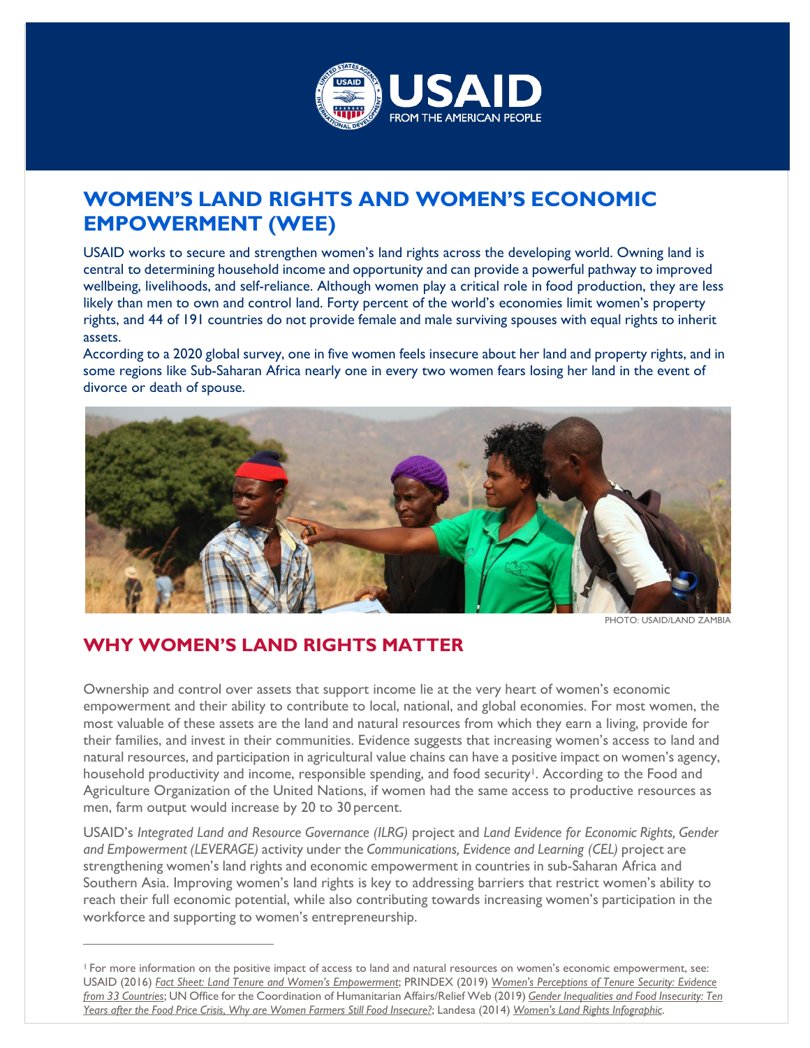USAID FROM THE AMERICAN PEOPLE

# WOMEN'S LAND RIGHTS AND WOMEN'S ECONOMIC EMPOWERMENT (WEE)

USAID works to secure and strengthen women's land rights across the developing world. Owning land is central to determining household income and opportunity and can provide a powerful pathway to improved wellbeing, livelihoods, and self-reliance. Although women play a critical role in food production, they are less likely than men to own and control land. Forty percent of the world's economies limit women's property rights, and 44 of 191 countries do not provide female and male surviving spouses with equal rights to inherit assets.

According to a 2020 global survey, one in five women feels insecure about her land and property rights, and in some regions like Sub-Saharan Africa nearly one in every two women fears losing her land in the event of divorce or death of spouse.

PHOTO: USAID/LAND ZAMBIA

## WHY WOMEN'S LAND RIGHTS MATTER

Ownership and control over assets that support income lie at the very heart of women's economic empowerment and their ability to contribute to local, national, and global economies. For most women, the most valuable of these assets are the land and natural resources from which they earn a living, provide for their families, and invest in their communities. Evidence suggests that increasing women's access to land and natural resources, and participation in agricultural value chains can have a positive impact on women's agency, household productivity and income, responsible spending, and food security[1]. According to the Food and Agriculture Organization of the United Nations, if women had the same access to productive resources as men, farm output would increase by 20 to 30 percent.

USAID's *Integrated Land and Resource Governance (ILRG)* project and *Land Evidence for Economic Rights, Gender and Empowerment (LEVERAGE)* activity under the *Communications, Evidence and Learning (CEL)* project are strengthening women's land rights and economic empowerment in countries in sub-Saharan Africa and Southern Asia. Improving women's land rights is key to addressing barriers that restrict women's ability to reach their full economic potential, while also contributing towards increasing women's participation in the workforce and supporting to women's entrepreneurship.

---

[1] For more information on the positive impact of access to land and natural resources on women's economic empowerment, see: USAID (2016) *Fact Sheet: Land Tenure and Women's Empowerment*; PRINDEX (2019) *Women's Perceptions of Tenure Security: Evidence from 33 Countries*; UN Office for the Coordination of Humanitarian Affairs/Relief Web (2019) *Gender Inequalities and Food Insecurity: Ten Years after the Food Price Crisis, Why are Women Farmers Still Food Insecure?*; Landesa (2014) *Women's Land Rights Infographic*.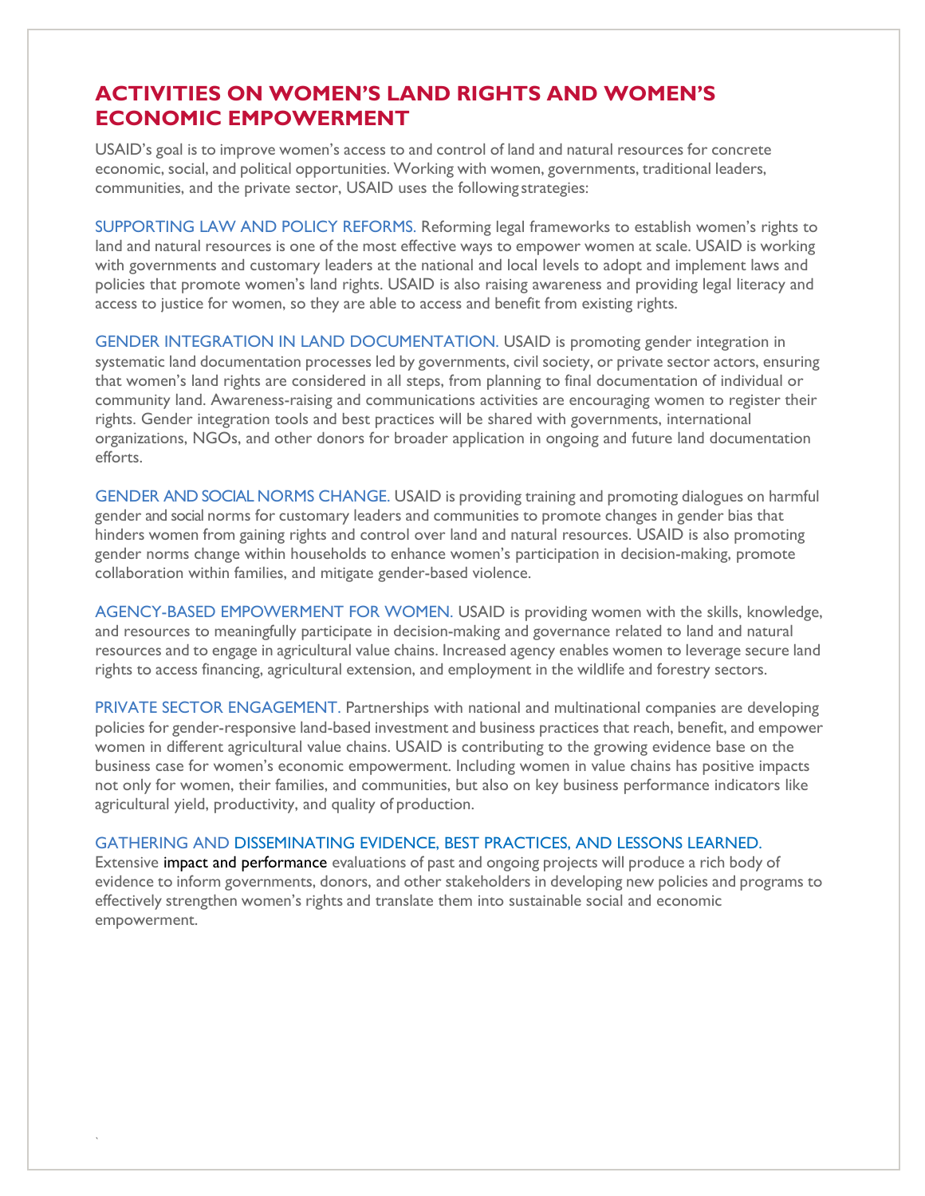# ACTIVITIES ON WOMEN'S LAND RIGHTS AND WOMEN'S ECONOMIC EMPOWERMENT

USAID's goal is to improve women's access to and control of land and natural resources for concrete economic, social, and political opportunities. Working with women, governments, traditional leaders, communities, and the private sector, USAID uses the following strategies:

SUPPORTING LAW AND POLICY REFORMS. Reforming legal frameworks to establish women's rights to land and natural resources is one of the most effective ways to empower women at scale. USAID is working with governments and customary leaders at the national and local levels to adopt and implement laws and policies that promote women's land rights. USAID is also raising awareness and providing legal literacy and access to justice for women, so they are able to access and benefit from existing rights.

GENDER INTEGRATION IN LAND DOCUMENTATION. USAID is promoting gender integration in systematic land documentation processes led by governments, civil society, or private sector actors, ensuring that women's land rights are considered in all steps, from planning to final documentation of individual or community land. Awareness-raising and communications activities are encouraging women to register their rights. Gender integration tools and best practices will be shared with governments, international organizations, NGOs, and other donors for broader application in ongoing and future land documentation efforts.

GENDER AND SOCIAL NORMS CHANGE. USAID is providing training and promoting dialogues on harmful gender and social norms for customary leaders and communities to promote changes in gender bias that hinders women from gaining rights and control over land and natural resources. USAID is also promoting gender norms change within households to enhance women's participation in decision-making, promote collaboration within families, and mitigate gender-based violence.

AGENCY-BASED EMPOWERMENT FOR WOMEN. USAID is providing women with the skills, knowledge, and resources to meaningfully participate in decision-making and governance related to land and natural resources and to engage in agricultural value chains. Increased agency enables women to leverage secure land rights to access financing, agricultural extension, and employment in the wildlife and forestry sectors.

PRIVATE SECTOR ENGAGEMENT. Partnerships with national and multinational companies are developing policies for gender-responsive land-based investment and business practices that reach, benefit, and empower women in different agricultural value chains. USAID is contributing to the growing evidence base on the business case for women's economic empowerment. Including women in value chains has positive impacts not only for women, their families, and communities, but also on key business performance indicators like agricultural yield, productivity, and quality of production.

GATHERING AND DISSEMINATING EVIDENCE, BEST PRACTICES, AND LESSONS LEARNED.
Extensive impact and performance evaluations of past and ongoing projects will produce a rich body of evidence to inform governments, donors, and other stakeholders in developing new policies and programs to effectively strengthen women's rights and translate them into sustainable social and economic empowerment.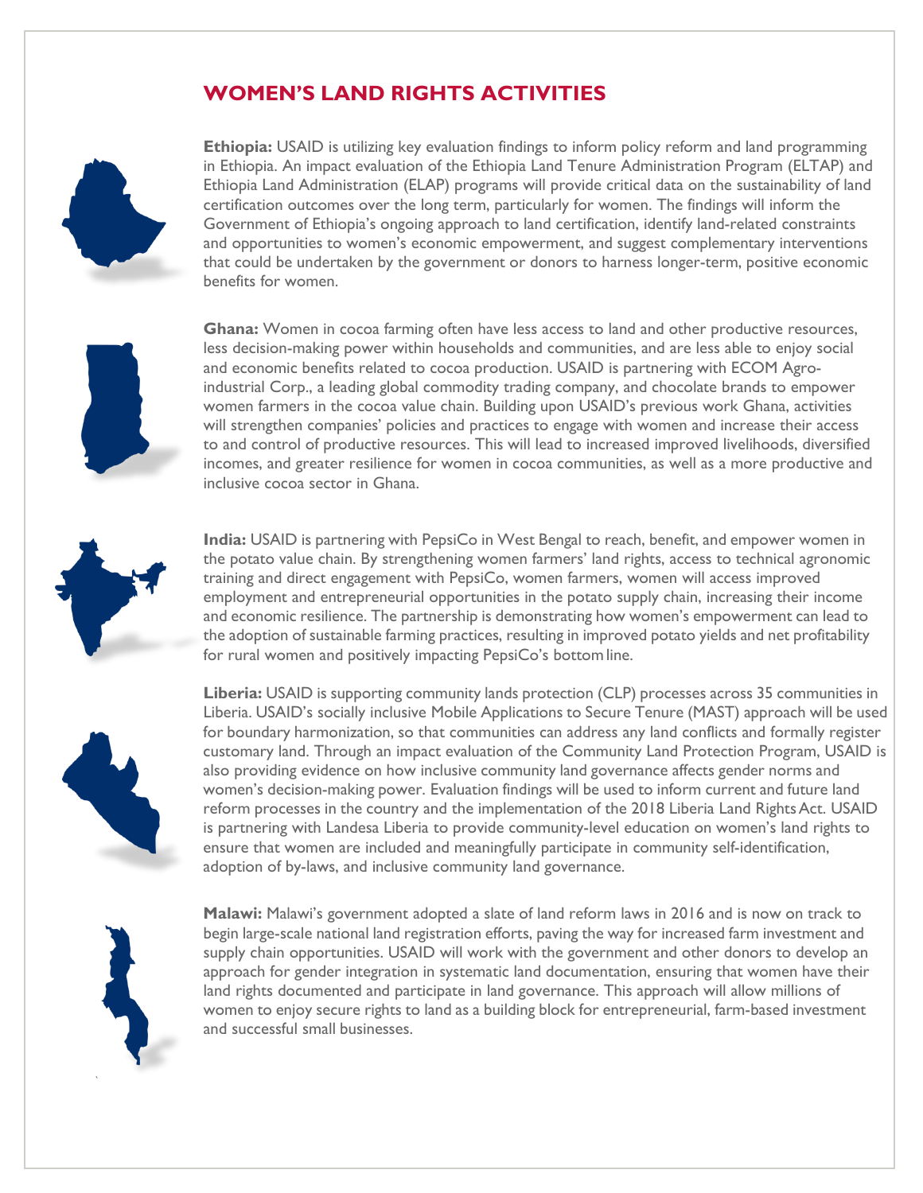## WOMEN'S LAND RIGHTS ACTIVITIES

**Ethiopia:** USAID is utilizing key evaluation findings to inform policy reform and land programming in Ethiopia. An impact evaluation of the Ethiopia Land Tenure Administration Program (ELTAP) and Ethiopia Land Administration (ELAP) programs will provide critical data on the sustainability of land certification outcomes over the long term, particularly for women. The findings will inform the Government of Ethiopia's ongoing approach to land certification, identify land-related constraints and opportunities to women's economic empowerment, and suggest complementary interventions that could be undertaken by the government or donors to harness longer-term, positive economic benefits for women.

**Ghana:** Women in cocoa farming often have less access to land and other productive resources, less decision-making power within households and communities, and are less able to enjoy social and economic benefits related to cocoa production. USAID is partnering with ECOM Agro-industrial Corp., a leading global commodity trading company, and chocolate brands to empower women farmers in the cocoa value chain. Building upon USAID's previous work Ghana, activities will strengthen companies' policies and practices to engage with women and increase their access to and control of productive resources. This will lead to increased improved livelihoods, diversified incomes, and greater resilience for women in cocoa communities, as well as a more productive and inclusive cocoa sector in Ghana.

**India:** USAID is partnering with PepsiCo in West Bengal to reach, benefit, and empower women in the potato value chain. By strengthening women farmers' land rights, access to technical agronomic training and direct engagement with PepsiCo, women farmers, women will access improved employment and entrepreneurial opportunities in the potato supply chain, increasing their income and economic resilience. The partnership is demonstrating how women's empowerment can lead to the adoption of sustainable farming practices, resulting in improved potato yields and net profitability for rural women and positively impacting PepsiCo's bottom line.

**Liberia:** USAID is supporting community lands protection (CLP) processes across 35 communities in Liberia. USAID's socially inclusive Mobile Applications to Secure Tenure (MAST) approach will be used for boundary harmonization, so that communities can address any land conflicts and formally register customary land. Through an impact evaluation of the Community Land Protection Program, USAID is also providing evidence on how inclusive community land governance affects gender norms and women's decision-making power. Evaluation findings will be used to inform current and future land reform processes in the country and the implementation of the 2018 Liberia Land Rights Act. USAID is partnering with Landesa Liberia to provide community-level education on women's land rights to ensure that women are included and meaningfully participate in community self-identification, adoption of by-laws, and inclusive community land governance.

**Malawi:** Malawi's government adopted a slate of land reform laws in 2016 and is now on track to begin large-scale national land registration efforts, paving the way for increased farm investment and supply chain opportunities. USAID will work with the government and other donors to develop an approach for gender integration in systematic land documentation, ensuring that women have their land rights documented and participate in land governance. This approach will allow millions of women to enjoy secure rights to land as a building block for entrepreneurial, farm-based investment and successful small businesses.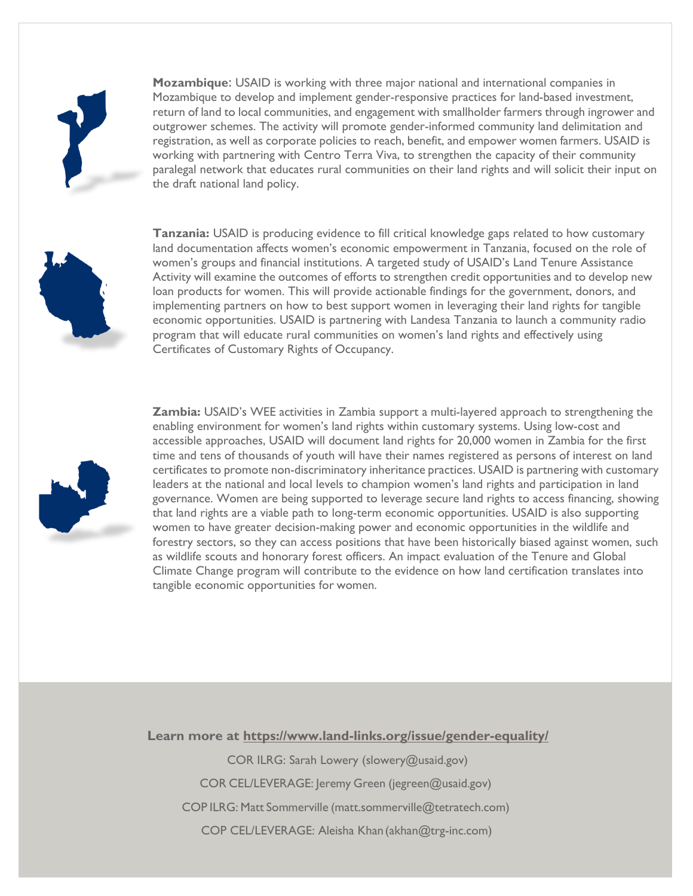**Mozambique**: USAID is working with three major national and international companies in Mozambique to develop and implement gender-responsive practices for land-based investment, return of land to local communities, and engagement with smallholder farmers through ingrower and outgrower schemes. The activity will promote gender-informed community land delimitation and registration, as well as corporate policies to reach, benefit, and empower women farmers. USAID is working with partnering with Centro Terra Viva, to strengthen the capacity of their community paralegal network that educates rural communities on their land rights and will solicit their input on the draft national land policy.

**Tanzania:** USAID is producing evidence to fill critical knowledge gaps related to how customary land documentation affects women's economic empowerment in Tanzania, focused on the role of women's groups and financial institutions. A targeted study of USAID's Land Tenure Assistance Activity will examine the outcomes of efforts to strengthen credit opportunities and to develop new loan products for women. This will provide actionable findings for the government, donors, and implementing partners on how to best support women in leveraging their land rights for tangible economic opportunities. USAID is partnering with Landesa Tanzania to launch a community radio program that will educate rural communities on women's land rights and effectively using Certificates of Customary Rights of Occupancy.

**Zambia:** USAID's WEE activities in Zambia support a multi-layered approach to strengthening the enabling environment for women's land rights within customary systems. Using low-cost and accessible approaches, USAID will document land rights for 20,000 women in Zambia for the first time and tens of thousands of youth will have their names registered as persons of interest on land certificates to promote non-discriminatory inheritance practices. USAID is partnering with customary leaders at the national and local levels to champion women's land rights and participation in land governance. Women are being supported to leverage secure land rights to access financing, showing that land rights are a viable path to long-term economic opportunities. USAID is also supporting women to have greater decision-making power and economic opportunities in the wildlife and forestry sectors, so they can access positions that have been historically biased against women, such as wildlife scouts and honorary forest officers. An impact evaluation of the Tenure and Global Climate Change program will contribute to the evidence on how land certification translates into tangible economic opportunities for women.

**Learn more at https://www.land-links.org/issue/gender-equality/**

COR ILRG: Sarah Lowery (slowery@usaid.gov)

COR CEL/LEVERAGE: Jeremy Green (jegreen@usaid.gov)

COP ILRG: Matt Sommerville (matt.sommerville@tetratech.com)

COP CEL/LEVERAGE: Aleisha Khan (akhan@trg-inc.com)